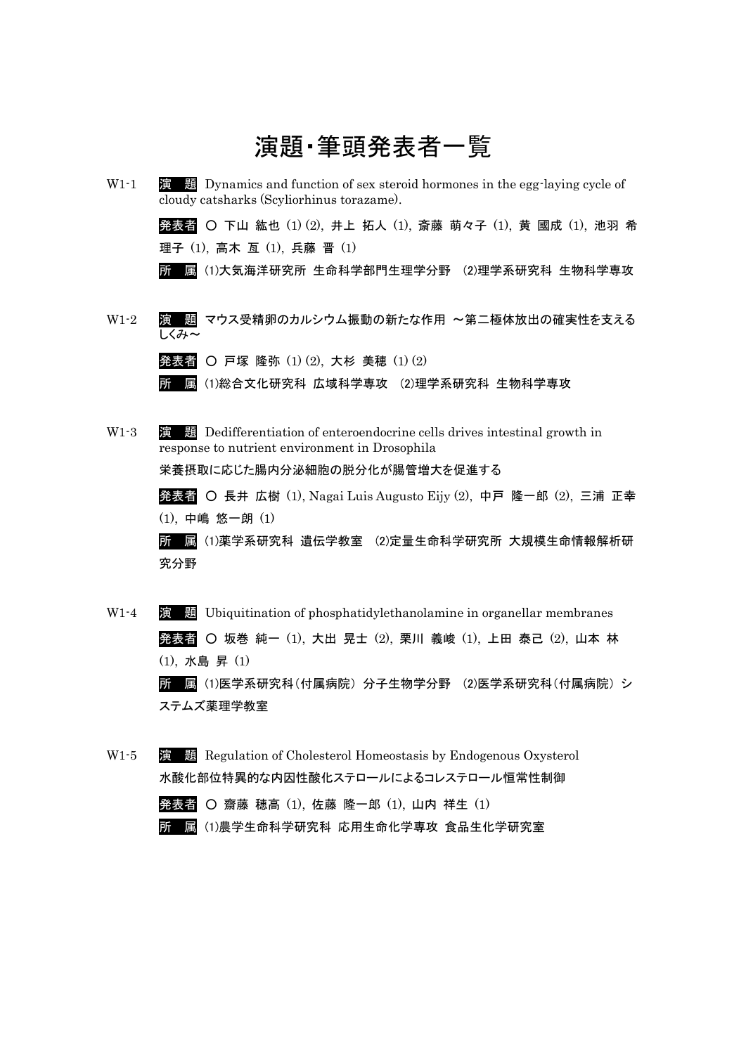# 演題・筆頭発表者一覧

W1-1　**演　題** Dynamics and function of sex steroid hormones in the egg-laying cycle of cloudy catsharks (Scyliorhinus torazame).

**発表者** ○ 下山 紘也 (1) (2), 井上 拓人 (1), 斎藤 萌々子 (1), 黄 國成 (1), 池羽 希理子 (1), 高木 亙 (1), 兵藤 晋 (1)

**所　属** (1)大気海洋研究所 生命科学部門生理学分野　(2)理学系研究科 生物科学専攻

W1-2　**演　題** マウス受精卵のカルシウム振動の新たな作用 ～第二極体放出の確実性を支えるしくみ～

**発表者** ○ 戸塚 隆弥 (1) (2), 大杉 美穂 (1) (2)

**所　属** (1)総合文化研究科 広域科学専攻　(2)理学系研究科 生物科学専攻

W1-3　**演　題** Dedifferentiation of enteroendocrine cells drives intestinal growth in response to nutrient environment in Drosophila

栄養摂取に応じた腸内分泌細胞の脱分化が腸管増大を促進する

**発表者** ○ 長井 広樹 (1), Nagai Luis Augusto Eijy (2), 中戸 隆一郎 (2), 三浦 正幸 (1), 中嶋 悠一朗 (1)

**所　属** (1)薬学系研究科 遺伝学教室　(2)定量生命科学研究所 大規模生命情報解析研究分野

W1-4　**演　題** Ubiquitination of phosphatidylethanolamine in organellar membranes

**発表者** ○ 坂巻 純一 (1), 大出 晃士 (2), 栗川 義峻 (1), 上田 泰己 (2), 山本 林 (1), 水島 昇 (1)

**所　属** (1)医学系研究科（付属病院）分子生物学分野　(2)医学系研究科（付属病院）システムズ薬理学教室

W1-5　**演　題** Regulation of Cholesterol Homeostasis by Endogenous Oxysterol

水酸化部位特異的な内因性酸化ステロールによるコレステロール恒常性制御

**発表者** ○ 齋藤 穂高 (1), 佐藤 隆一郎 (1), 山内 祥生 (1)

**所　属** (1)農学生命科学研究科 応用生命化学専攻 食品生化学研究室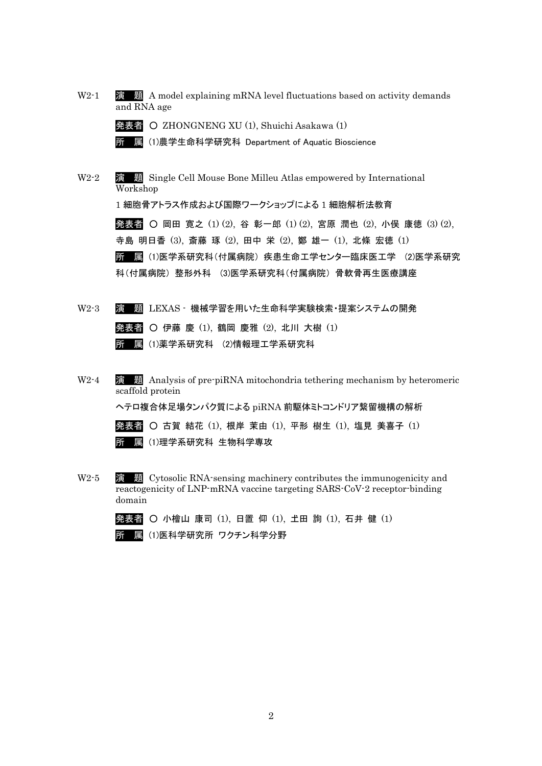W2-1 **演　題** A model explaining mRNA level fluctuations based on activity demands and RNA age

**発表者** ○ ZHONGNENG XU (1), Shuichi Asakawa (1)

**所　属** (1)農学生命科学研究科 Department of Aquatic Bioscience

W2-2 **演　題** Single Cell Mouse Bone Milleu Atlas empowered by International Workshop

1 細胞骨アトラス作成および国際ワークショップによる 1 細胞解析法教育

**発表者** ○ 岡田 寛之 (1) (2), 谷 彰一郎 (1) (2), 宮原 潤也 (2), 小俣 康徳 (3) (2), 寺島 明日香 (3), 斎藤 琢 (2), 田中 栄 (2), 鄭 雄一 (1), 北條 宏徳 (1)

**所　属** (1)医学系研究科(付属病院) 疾患生命工学センター臨床医工学　(2)医学系研究科(付属病院) 整形外科　(3)医学系研究科(付属病院) 骨軟骨再生医療講座

W2-3 **演　題** LEXAS - 機械学習を用いた生命科学実験検索・提案システムの開発

**発表者** ○ 伊藤 慶 (1), 鶴岡 慶雅 (2), 北川 大樹 (1)

**所　属** (1)薬学系研究科　(2)情報理工学系研究科

W2-4 **演　題** Analysis of pre-piRNA mitochondria tethering mechanism by heteromeric scaffold protein

ヘテロ複合体足場タンパク質による piRNA 前駆体ミトコンドリア繋留機構の解析

**発表者** ○ 古賀 結花 (1), 根岸 茉由 (1), 平形 樹生 (1), 塩見 美喜子 (1)

**所　属** (1)理学系研究科 生物科学専攻

W2-5 **演　題** Cytosolic RNA-sensing machinery contributes the immunogenicity and reactogenicity of LNP-mRNA vaccine targeting SARS-CoV-2 receptor-binding domain

**発表者** ○ 小檜山 康司 (1), 日置 仰 (1), 土田 詢 (1), 石井 健 (1)

**所　属** (1)医科学研究所 ワクチン科学分野